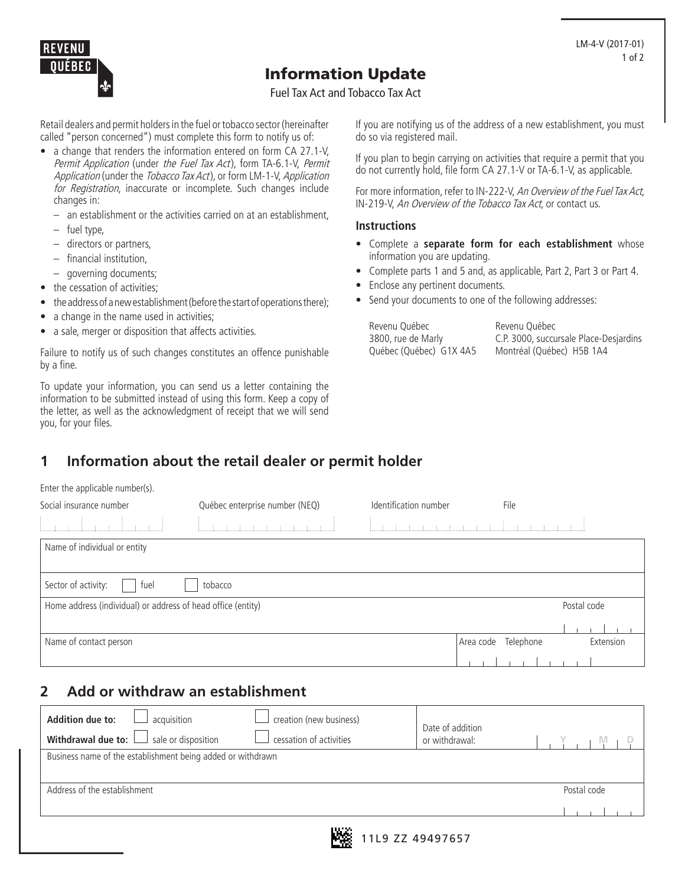REVENU QUÉBEC

LM-4-V (2017-01)

# Information Update

Fuel Tax Act and Tobacco Tax Act

Retail dealers and permit holders in the fuel or tobacco sector (hereinafter called "person concerned") must complete this form to notify us of:

- a change that renders the information entered on form CA 27.1-V, *Permit Application* (under *the Fuel Tax Act*), form TA-6.1-V, *Permit Application* (under the *Tobacco Tax Act*), or form LM-1-V, *Application for Registration*, inaccurate or incomplete. Such changes include changes in:
  - an establishment or the activities carried on at an establishment,
  - fuel type,
  - directors or partners,
  - financial institution,
  - governing documents;
- the cessation of activities;
- the address of a new establishment (before the start of operations there);
- a change in the name used in activities;
- a sale, merger or disposition that affects activities.

Failure to notify us of such changes constitutes an offence punishable by a fine.

To update your information, you can send us a letter containing the information to be submitted instead of using this form. Keep a copy of the letter, as well as the acknowledgment of receipt that we will send you, for your files.

If you are notifying us of the address of a new establishment, you must do so via registered mail.

If you plan to begin carrying on activities that require a permit that you do not currently hold, file form CA 27.1-V or TA-6.1-V, as applicable.

For more information, refer to IN-222-V, *An Overview of the Fuel Tax Act*, IN-219-V, *An Overview of the Tobacco Tax Act*, or contact us.

### Instructions

- Complete a **separate form for each establishment** whose information you are updating.
- Complete parts 1 and 5 and, as applicable, Part 2, Part 3 or Part 4.
- Enclose any pertinent documents.
- Send your documents to one of the following addresses:

| Revenu Québec | Revenu Québec |
|---|---|
| 3800, rue de Marly | C.P. 3000, succursale Place-Desjardins |
| Québec (Québec) G1X 4A5 | Montréal (Québec) H5B 1A4 |

## 1 Information about the retail dealer or permit holder

Enter the applicable number(s).

| Social insurance number | Québec enterprise number (NEQ) | Identification number | File |
|---|---|---|---|
| | | | |

Name of individual or entity

Sector of activity: ☐ fuel ☐ tobacco

Home address (individual) or address of head office (entity) | Postal code

Name of contact person | Area code | Telephone | Extension

## 2 Add or withdraw an establishment

**Addition due to:** ☐ acquisition ☐ creation (new business)

**Withdrawal due to:** ☐ sale or disposition ☐ cessation of activities

Date of addition or withdrawal: Y M D

Business name of the establishment being added or withdrawn

Address of the establishment | Postal code

11L9 ZZ 49497657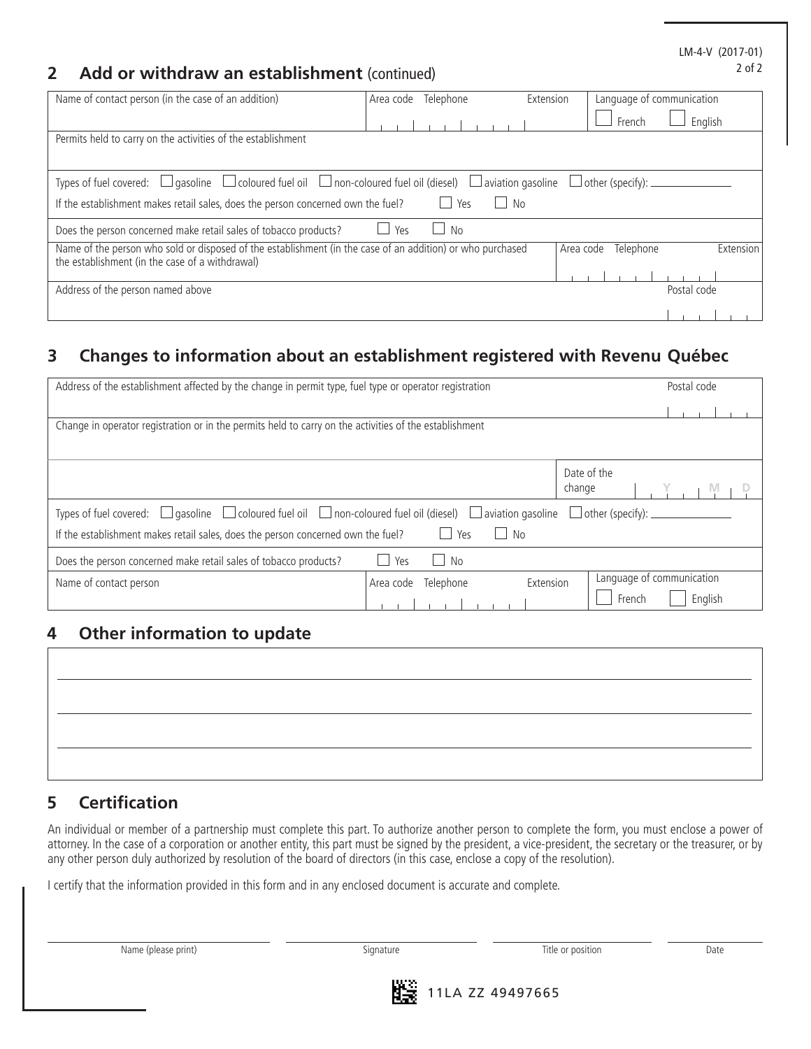## 2 Add or withdraw an establishment (continued)

| | | |
|---|---|---|
| Name of contact person (in the case of an addition) | Area code Telephone Extension | Language of communication ☐ French ☐ English |
| Permits held to carry on the activities of the establishment | | |
| Types of fuel covered: ☐ gasoline ☐ coloured fuel oil ☐ non-coloured fuel oil (diesel) ☐ aviation gasoline ☐ other (specify): | | |
| If the establishment makes retail sales, does the person concerned own the fuel? ☐ Yes ☐ No | | |
| Does the person concerned make retail sales of tobacco products? ☐ Yes ☐ No | | |
| Name of the person who sold or disposed of the establishment (in the case of an addition) or who purchased the establishment (in the case of a withdrawal) | Area code Telephone Extension | |
| Address of the person named above | Postal code | |

## 3 Changes to information about an establishment registered with Revenu Québec

| | | |
|---|---|---|
| Address of the establishment affected by the change in permit type, fuel type or operator registration | Postal code | |
| Change in operator registration or in the permits held to carry on the activities of the establishment | | |
| | Date of the change Y M D | |
| Types of fuel covered: ☐ gasoline ☐ coloured fuel oil ☐ non-coloured fuel oil (diesel) ☐ aviation gasoline ☐ other (specify): | | |
| If the establishment makes retail sales, does the person concerned own the fuel? ☐ Yes ☐ No | | |
| Does the person concerned make retail sales of tobacco products? ☐ Yes ☐ No | | |
| Name of contact person | Area code Telephone Extension | Language of communication ☐ French ☐ English |

## 4 Other information to update

## 5 Certification

An individual or member of a partnership must complete this part. To authorize another person to complete the form, you must enclose a power of attorney. In the case of a corporation or another entity, this part must be signed by the president, a vice-president, the secretary or the treasurer, or by any other person duly authorized by resolution of the board of directors (in this case, enclose a copy of the resolution).

I certify that the information provided in this form and in any enclosed document is accurate and complete.

| Name (please print) | Signature | Title or position | Date |
|---|---|---|---|
| | | | |

11LA ZZ 49497665